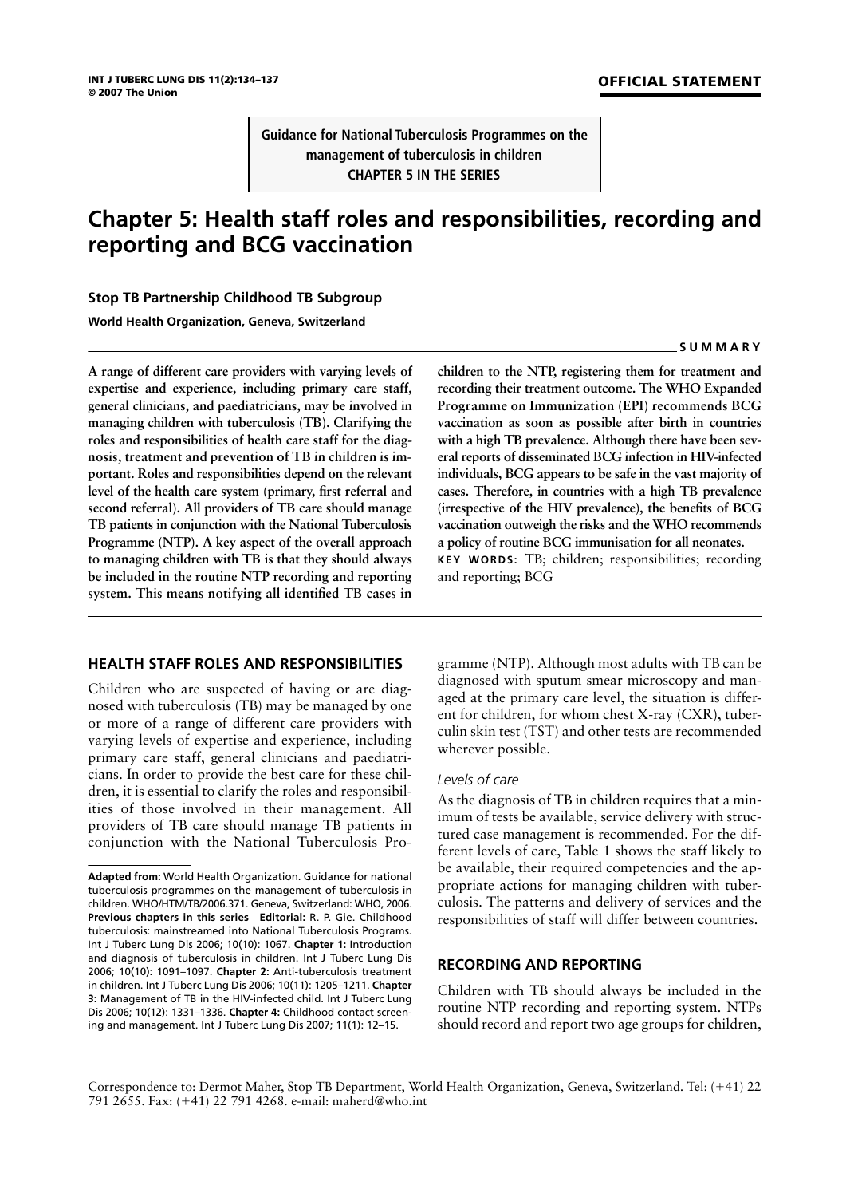**Guidance for National Tuberculosis Programmes on the management of tuberculosis in children**
**CHAPTER 5 IN THE SERIES**

# Chapter 5: Health staff roles and responsibilities, recording and reporting and BCG vaccination

**Stop TB Partnership Childhood TB Subgroup**

**World Health Organization, Geneva, Switzerland**

**SUMMARY**

**A range of different care providers with varying levels of expertise and experience, including primary care staff, general clinicians, and paediatricians, may be involved in managing children with tuberculosis (TB). Clarifying the roles and responsibilities of health care staff for the diagnosis, treatment and prevention of TB in children is important. Roles and responsibilities depend on the relevant level of the health care system (primary, first referral and second referral). All providers of TB care should manage TB patients in conjunction with the National Tuberculosis Programme (NTP). A key aspect of the overall approach to managing children with TB is that they should always be included in the routine NTP recording and reporting system. This means notifying all identified TB cases in children to the NTP, registering them for treatment and recording their treatment outcome. The WHO Expanded Programme on Immunization (EPI) recommends BCG vaccination as soon as possible after birth in countries with a high TB prevalence. Although there have been several reports of disseminated BCG infection in HIV-infected individuals, BCG appears to be safe in the vast majority of cases. Therefore, in countries with a high TB prevalence (irrespective of the HIV prevalence), the benefits of BCG vaccination outweigh the risks and the WHO recommends a policy of routine BCG immunisation for all neonates.**

**KEY WORDS**: TB; children; responsibilities; recording and reporting; BCG

## HEALTH STAFF ROLES AND RESPONSIBILITIES

Children who are suspected of having or are diagnosed with tuberculosis (TB) may be managed by one or more of a range of different care providers with varying levels of expertise and experience, including primary care staff, general clinicians and paediatricians. In order to provide the best care for these children, it is essential to clarify the roles and responsibilities of those involved in their management. All providers of TB care should manage TB patients in conjunction with the National Tuberculosis Programme (NTP). Although most adults with TB can be diagnosed with sputum smear microscopy and managed at the primary care level, the situation is different for children, for whom chest X-ray (CXR), tuberculin skin test (TST) and other tests are recommended wherever possible.

### *Levels of care*

As the diagnosis of TB in children requires that a minimum of tests be available, service delivery with structured case management is recommended. For the different levels of care, Table 1 shows the staff likely to be available, their required competencies and the appropriate actions for managing children with tuberculosis. The patterns and delivery of services and the responsibilities of staff will differ between countries.

## RECORDING AND REPORTING

Children with TB should always be included in the routine NTP recording and reporting system. NTPs should record and report two age groups for children,

**Adapted from:** World Health Organization. Guidance for national tuberculosis programmes on the management of tuberculosis in children. WHO/HTM/TB/2006.371. Geneva, Switzerland: WHO, 2006. **Previous chapters in this series Editorial:** R. P. Gie. Childhood tuberculosis: mainstreamed into National Tuberculosis Programs. Int J Tuberc Lung Dis 2006; 10(10): 1067. **Chapter 1:** Introduction and diagnosis of tuberculosis in children. Int J Tuberc Lung Dis 2006; 10(10): 1091–1097. **Chapter 2:** Anti-tuberculosis treatment in children. Int J Tuberc Lung Dis 2006; 10(11): 1205–1211. **Chapter 3:** Management of TB in the HIV-infected child. Int J Tuberc Lung Dis 2006; 10(12): 1331–1336. **Chapter 4:** Childhood contact screening and management. Int J Tuberc Lung Dis 2007; 11(1): 12–15.

Correspondence to: Dermot Maher, Stop TB Department, World Health Organization, Geneva, Switzerland. Tel: (+41) 22 791 2655. Fax: (+41) 22 791 4268. e-mail: maherd@who.int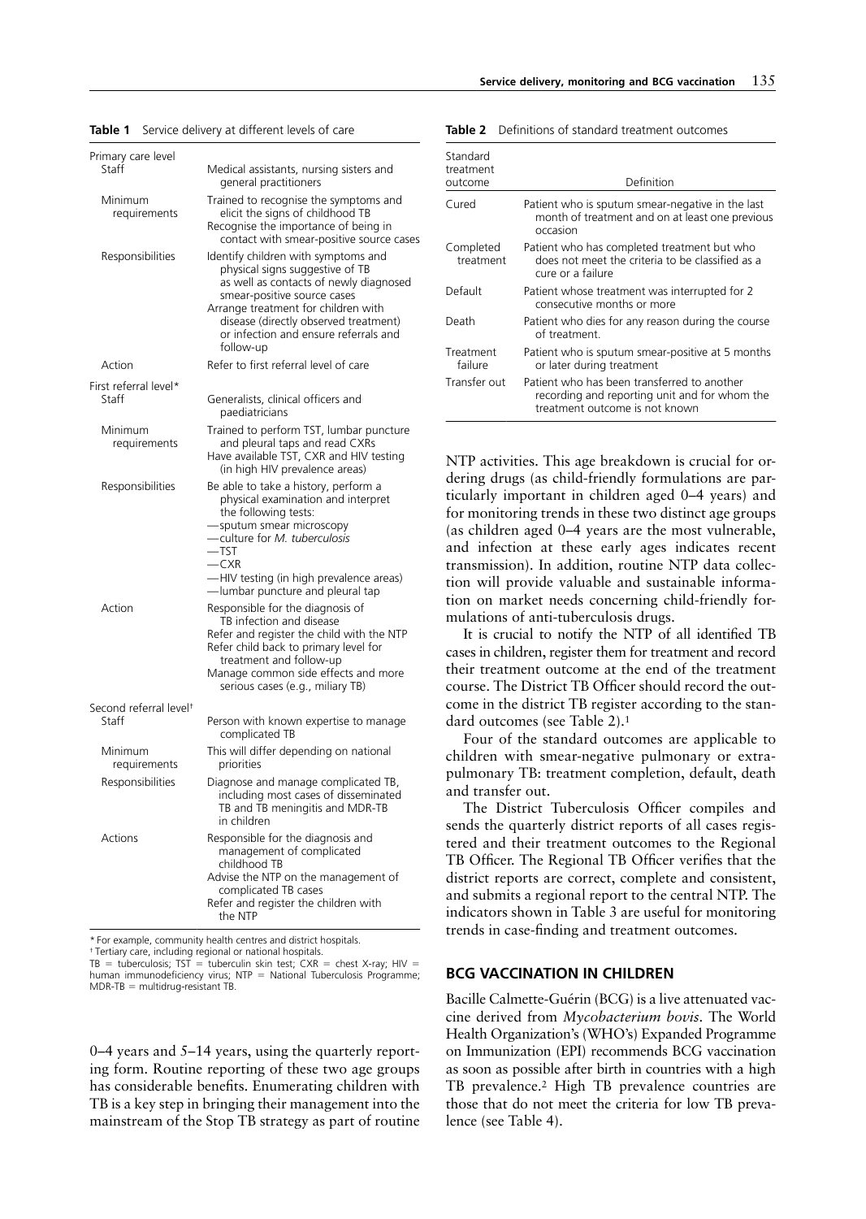**Table 1** Service delivery at different levels of care

| | |
|---|---|
| **Primary care level** | |
| Staff | Medical assistants, nursing sisters and general practitioners |
| Minimum requirements | Trained to recognise the symptoms and elicit the signs of childhood TB<br>Recognise the importance of being in contact with smear-positive source cases |
| Responsibilities | Identify children with symptoms and physical signs suggestive of TB as well as contacts of newly diagnosed smear-positive source cases<br>Arrange treatment for children with disease (directly observed treatment) or infection and ensure referrals and follow-up |
| Action | Refer to first referral level of care |
| **First referral level*** | |
| Staff | Generalists, clinical officers and paediatricians |
| Minimum requirements | Trained to perform TST, lumbar puncture and pleural taps and read CXRs<br>Have available TST, CXR and HIV testing (in high HIV prevalence areas) |
| Responsibilities | Be able to take a history, perform a physical examination and interpret the following tests:<br>—sputum smear microscopy<br>—culture for *M. tuberculosis*<br>—TST<br>—CXR<br>—HIV testing (in high prevalence areas)<br>—lumbar puncture and pleural tap |
| Action | Responsible for the diagnosis of TB infection and disease<br>Refer and register the child with the NTP<br>Refer child back to primary level for treatment and follow-up<br>Manage common side effects and more serious cases (e.g., miliary TB) |
| **Second referral level†** | |
| Staff | Person with known expertise to manage complicated TB |
| Minimum requirements | This will differ depending on national priorities |
| Responsibilities | Diagnose and manage complicated TB, including most cases of disseminated TB and TB meningitis and MDR-TB in children |
| Actions | Responsible for the diagnosis and management of complicated childhood TB<br>Advise the NTP on the management of complicated TB cases<br>Refer and register the children with the NTP |

\* For example, community health centres and district hospitals.
† Tertiary care, including regional or national hospitals.
TB = tuberculosis; TST = tuberculin skin test; CXR = chest X-ray; HIV = human immunodeficiency virus; NTP = National Tuberculosis Programme; MDR-TB = multidrug-resistant TB.

0–4 years and 5–14 years, using the quarterly reporting form. Routine reporting of these two age groups has considerable benefits. Enumerating children with TB is a key step in bringing their management into the mainstream of the Stop TB strategy as part of routine NTP activities. This age breakdown is crucial for ordering drugs (as child-friendly formulations are particularly important in children aged 0–4 years) and for monitoring trends in these two distinct age groups (as children aged 0–4 years are the most vulnerable, and infection at these early ages indicates recent transmission). In addition, routine NTP data collection will provide valuable and sustainable information on market needs concerning child-friendly formulations of anti-tuberculosis drugs.

**Table 2** Definitions of standard treatment outcomes

| Standard treatment outcome | Definition |
|---|---|
| Cured | Patient who is sputum smear-negative in the last month of treatment and on at least one previous occasion |
| Completed treatment | Patient who has completed treatment but who does not meet the criteria to be classified as a cure or a failure |
| Default | Patient whose treatment was interrupted for 2 consecutive months or more |
| Death | Patient who dies for any reason during the course of treatment. |
| Treatment failure | Patient who is sputum smear-positive at 5 months or later during treatment |
| Transfer out | Patient who has been transferred to another recording and reporting unit and for whom the treatment outcome is not known |

It is crucial to notify the NTP of all identified TB cases in children, register them for treatment and record their treatment outcome at the end of the treatment course. The District TB Officer should record the outcome in the district TB register according to the standard outcomes (see Table 2).[1]

Four of the standard outcomes are applicable to children with smear-negative pulmonary or extrapulmonary TB: treatment completion, default, death and transfer out.

The District Tuberculosis Officer compiles and sends the quarterly district reports of all cases registered and their treatment outcomes to the Regional TB Officer. The Regional TB Officer verifies that the district reports are correct, complete and consistent, and submits a regional report to the central NTP. The indicators shown in Table 3 are useful for monitoring trends in case-finding and treatment outcomes.

## BCG VACCINATION IN CHILDREN

Bacille Calmette-Guérin (BCG) is a live attenuated vaccine derived from *Mycobacterium bovis*. The World Health Organization's (WHO's) Expanded Programme on Immunization (EPI) recommends BCG vaccination as soon as possible after birth in countries with a high TB prevalence.[2] High TB prevalence countries are those that do not meet the criteria for low TB prevalence (see Table 4).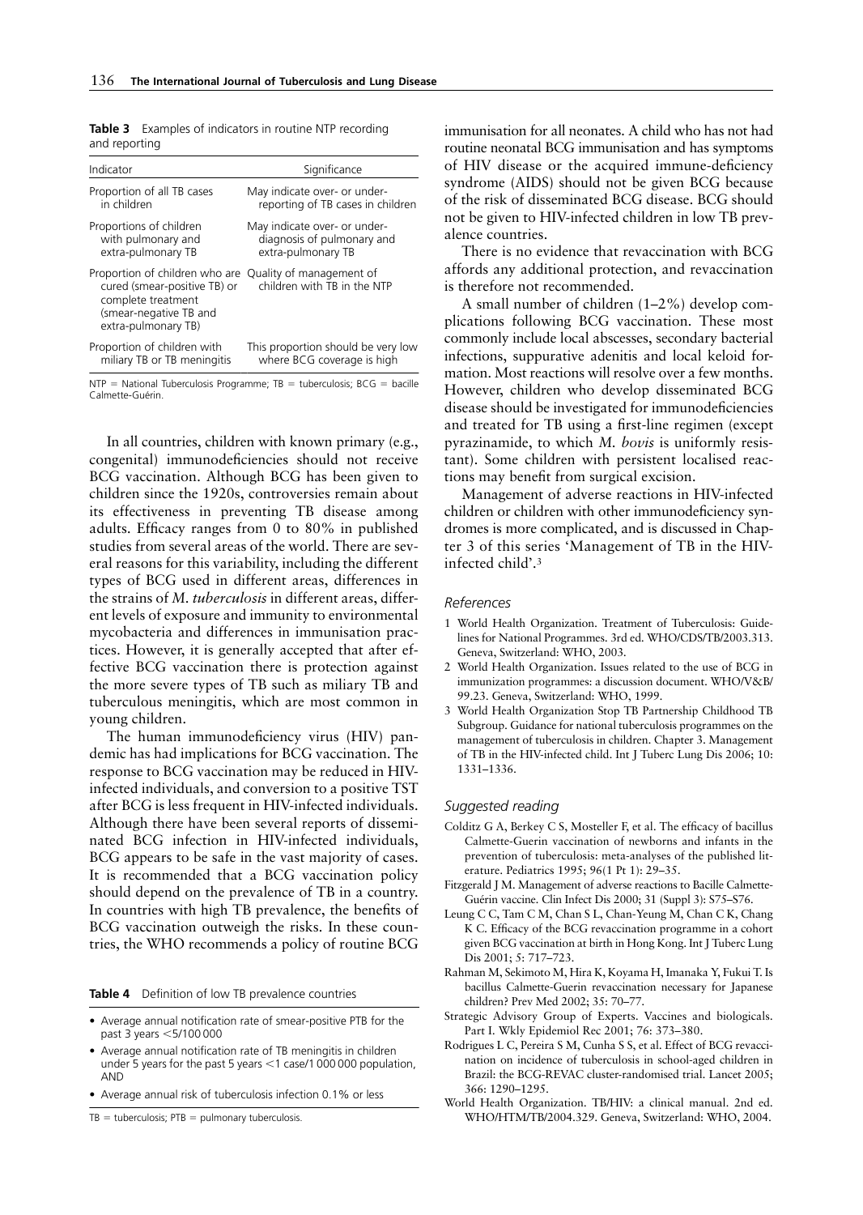**Table 3** Examples of indicators in routine NTP recording and reporting

| Indicator | Significance |
|---|---|
| Proportion of all TB cases in children | May indicate over- or under-reporting of TB cases in children |
| Proportions of children with pulmonary and extra-pulmonary TB | May indicate over- or under-diagnosis of pulmonary and extra-pulmonary TB |
| Proportion of children who are cured (smear-positive TB) or complete treatment (smear-negative TB and extra-pulmonary TB) | Quality of management of children with TB in the NTP |
| Proportion of children with miliary TB or TB meningitis | This proportion should be very low where BCG coverage is high |

NTP = National Tuberculosis Programme; TB = tuberculosis; BCG = bacille Calmette-Guérin.

In all countries, children with known primary (e.g., congenital) immunodeficiencies should not receive BCG vaccination. Although BCG has been given to children since the 1920s, controversies remain about its effectiveness in preventing TB disease among adults. Efficacy ranges from 0 to 80% in published studies from several areas of the world. There are several reasons for this variability, including the different types of BCG used in different areas, differences in the strains of *M. tuberculosis* in different areas, different levels of exposure and immunity to environmental mycobacteria and differences in immunisation practices. However, it is generally accepted that after effective BCG vaccination there is protection against the more severe types of TB such as miliary TB and tuberculous meningitis, which are most common in young children.

The human immunodeficiency virus (HIV) pandemic has had implications for BCG vaccination. The response to BCG vaccination may be reduced in HIV-infected individuals, and conversion to a positive TST after BCG is less frequent in HIV-infected individuals. Although there have been several reports of disseminated BCG infection in HIV-infected individuals, BCG appears to be safe in the vast majority of cases. It is recommended that a BCG vaccination policy should depend on the prevalence of TB in a country. In countries with high TB prevalence, the benefits of BCG vaccination outweigh the risks. In these countries, the WHO recommends a policy of routine BCG immunisation for all neonates. A child who has not had routine neonatal BCG immunisation and has symptoms of HIV disease or the acquired immune-deficiency syndrome (AIDS) should not be given BCG because of the risk of disseminated BCG disease. BCG should not be given to HIV-infected children in low TB prevalence countries.

**Table 4** Definition of low TB prevalence countries

- Average annual notification rate of smear-positive PTB for the past 3 years <5/100 000
- Average annual notification rate of TB meningitis in children under 5 years for the past 5 years <1 case/1 000 000 population, AND
- Average annual risk of tuberculosis infection 0.1% or less

TB = tuberculosis; PTB = pulmonary tuberculosis.

There is no evidence that revaccination with BCG affords any additional protection, and revaccination is therefore not recommended.

A small number of children (1–2%) develop complications following BCG vaccination. These most commonly include local abscesses, secondary bacterial infections, suppurative adenitis and local keloid formation. Most reactions will resolve over a few months. However, children who develop disseminated BCG disease should be investigated for immunodeficiencies and treated for TB using a first-line regimen (except pyrazinamide, to which *M. bovis* is uniformly resistant). Some children with persistent localised reactions may benefit from surgical excision.

Management of adverse reactions in HIV-infected children or children with other immunodeficiency syndromes is more complicated, and is discussed in Chapter 3 of this series 'Management of TB in the HIV-infected child'.[3]

## *References*

1. World Health Organization. Treatment of Tuberculosis: Guidelines for National Programmes. 3rd ed. WHO/CDS/TB/2003.313. Geneva, Switzerland: WHO, 2003.
2. World Health Organization. Issues related to the use of BCG in immunization programmes: a discussion document. WHO/V&B/99.23. Geneva, Switzerland: WHO, 1999.
3. World Health Organization Stop TB Partnership Childhood TB Subgroup. Guidance for national tuberculosis programmes on the management of tuberculosis in children. Chapter 3. Management of TB in the HIV-infected child. Int J Tuberc Lung Dis 2006; 10: 1331–1336.

## *Suggested reading*

Colditz G A, Berkey C S, Mosteller F, et al. The efficacy of bacillus Calmette-Guerin vaccination of newborns and infants in the prevention of tuberculosis: meta-analyses of the published literature. Pediatrics 1995; 96(1 Pt 1): 29–35.

Fitzgerald J M. Management of adverse reactions to Bacille Calmette-Guérin vaccine. Clin Infect Dis 2000; 31 (Suppl 3): S75–S76.

Leung C C, Tam C M, Chan S L, Chan-Yeung M, Chan C K, Chang K C. Efficacy of the BCG revaccination programme in a cohort given BCG vaccination at birth in Hong Kong. Int J Tuberc Lung Dis 2001; 5: 717–723.

Rahman M, Sekimoto M, Hira K, Koyama H, Imanaka Y, Fukui T. Is bacillus Calmette-Guerin revaccination necessary for Japanese children? Prev Med 2002; 35: 70–77.

Strategic Advisory Group of Experts. Vaccines and biologicals. Part I. Wkly Epidemiol Rec 2001; 76: 373–380.

Rodrigues L C, Pereira S M, Cunha S S, et al. Effect of BCG revaccination on incidence of tuberculosis in school-aged children in Brazil: the BCG-REVAC cluster-randomised trial. Lancet 2005; 366: 1290–1295.

World Health Organization. TB/HIV: a clinical manual. 2nd ed. WHO/HTM/TB/2004.329. Geneva, Switzerland: WHO, 2004.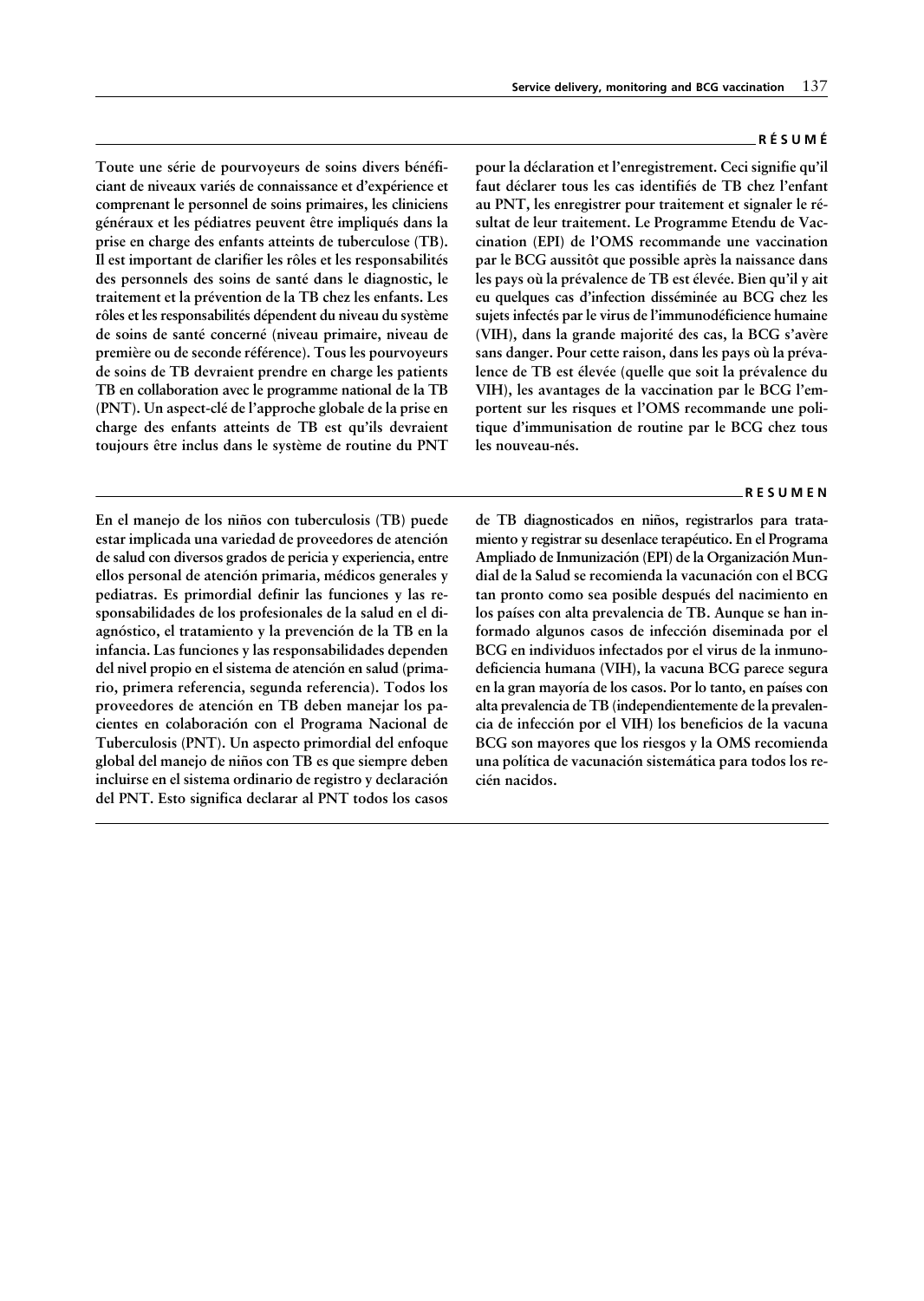## RÉSUMÉ

Toute une série de pourvoyeurs de soins divers bénéficiant de niveaux variés de connaissance et d'expérience et comprenant le personnel de soins primaires, les cliniciens généraux et les pédiatres peuvent être impliqués dans la prise en charge des enfants atteints de tuberculose (TB). Il est important de clarifier les rôles et les responsabilités des personnels des soins de santé dans le diagnostic, le traitement et la prévention de la TB chez les enfants. Les rôles et les responsabilités dépendent du niveau du système de soins de santé concerné (niveau primaire, niveau de première ou de seconde référence). Tous les pourvoyeurs de soins de TB devraient prendre en charge les patients TB en collaboration avec le programme national de la TB (PNT). Un aspect-clé de l'approche globale de la prise en charge des enfants atteints de TB est qu'ils devraient toujours être inclus dans le système de routine du PNT pour la déclaration et l'enregistrement. Ceci signifie qu'il faut déclarer tous les cas identifiés de TB chez l'enfant au PNT, les enregistrer pour traitement et signaler le résultat de leur traitement. Le Programme Etendu de Vaccination (EPI) de l'OMS recommande une vaccination par le BCG aussitôt que possible après la naissance dans les pays où la prévalence de TB est élevée. Bien qu'il y ait eu quelques cas d'infection disséminée au BCG chez les sujets infectés par le virus de l'immunodéficience humaine (VIH), dans la grande majorité des cas, la BCG s'avère sans danger. Pour cette raison, dans les pays où la prévalence de TB est élevée (quelle que soit la prévalence du VIH), les avantages de la vaccination par le BCG l'emportent sur les risques et l'OMS recommande une politique d'immunisation de routine par le BCG chez tous les nouveau-nés.

## RESUMEN

En el manejo de los niños con tuberculosis (TB) puede estar implicada una variedad de proveedores de atención de salud con diversos grados de pericia y experiencia, entre ellos personal de atención primaria, médicos generales y pediatras. Es primordial definir las funciones y las responsabilidades de los profesionales de la salud en el diagnóstico, el tratamiento y la prevención de la TB en la infancia. Las funciones y las responsabilidades dependen del nivel propio en el sistema de atención en salud (primario, primera referencia, segunda referencia). Todos los proveedores de atención en TB deben manejar los pacientes en colaboración con el Programa Nacional de Tuberculosis (PNT). Un aspecto primordial del enfoque global del manejo de niños con TB es que siempre deben incluirse en el sistema ordinario de registro y declaración del PNT. Esto significa declarar al PNT todos los casos de TB diagnosticados en niños, registrarlos para tratamiento y registrar su desenlace terapéutico. En el Programa Ampliado de Inmunización (EPI) de la Organización Mundial de la Salud se recomienda la vacunación con el BCG tan pronto como sea posible después del nacimiento en los países con alta prevalencia de TB. Aunque se han informado algunos casos de infección diseminada por el BCG en individuos infectados por el virus de la inmunodeficiencia humana (VIH), la vacuna BCG parece segura en la gran mayoría de los casos. Por lo tanto, en países con alta prevalencia de TB (independientemente de la prevalencia de infección por el VIH) los beneficios de la vacuna BCG son mayores que los riesgos y la OMS recomienda una política de vacunación sistemática para todos los recién nacidos.